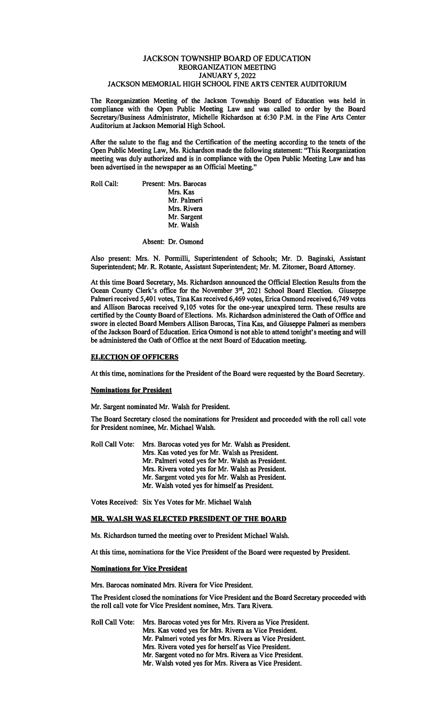# JACKSON TOWNSHIP BOARD OF EDUCATION
## REORGANIZATION MEETING
## JANUARY 5, 2022
## JACKSON MEMORIAL HIGH SCHOOL FINE ARTS CENTER AUDITORIUM

The Reorganization Meeting of the Jackson Township Board of Education was held in compliance with the Open Public Meeting Law and was called to order by the Board Secretary/Business Administrator, Michelle Richardson at 6:30 P.M. in the Fine Arts Center Auditorium at Jackson Memorial High School.

After the salute to the flag and the Certification of the meeting according to the tenets of the Open Public Meeting Law, Ms. Richardson made the following statement: "This Reorganization meeting was duly authorized and is in compliance with the Open Public Meeting Law and has been advertised in the newspaper as an Official Meeting."

Roll Call: Present: Mrs. Barocas
Mrs. Kas
Mr. Palmeri
Mrs. Rivera
Mr. Sargent
Mr. Walsh

Absent: Dr. Osmond

Also present: Mrs. N. Pormilli, Superintendent of Schools; Mr. D. Baginski, Assistant Superintendent; Mr. R. Rotante, Assistant Superintendent; Mr. M. Zitomer, Board Attorney.

At this time Board Secretary, Ms. Richardson announced the Official Election Results from the Ocean County Clerk's office for the November 3rd, 2021 School Board Election. Giuseppe Palmeri received 5,401 votes, Tina Kas received 6,469 votes, Erica Osmond received 6,749 votes and Allison Barocas received 9,105 votes for the one-year unexpired term. These results are certified by the County Board of Elections. Ms. Richardson administered the Oath of Office and swore in elected Board Members Allison Barocas, Tina Kas, and Giuseppe Palmeri as members of the Jackson Board of Education. Erica Osmond is not able to attend tonight's meeting and will be administered the Oath of Office at the next Board of Education meeting.

**ELECTION OF OFFICERS**

At this time, nominations for the President of the Board were requested by the Board Secretary.

**Nominations for President**

Mr. Sargent nominated Mr. Walsh for President.

The Board Secretary closed the nominations for President and proceeded with the roll call vote for President nominee, Mr. Michael Walsh.

Roll Call Vote: Mrs. Barocas voted yes for Mr. Walsh as President.
Mrs. Kas voted yes for Mr. Walsh as President.
Mr. Palmeri voted yes for Mr. Walsh as President.
Mrs. Rivera voted yes for Mr. Walsh as President.
Mr. Sargent voted yes for Mr. Walsh as President.
Mr. Walsh voted yes for himself as President.

Votes Received: Six Yes Votes for Mr. Michael Walsh

**MR. WALSH WAS ELECTED PRESIDENT OF THE BOARD**

Ms. Richardson turned the meeting over to President Michael Walsh.

At this time, nominations for the Vice President of the Board were requested by President.

**Nominations for Vice President**

Mrs. Barocas nominated Mrs. Rivera for Vice President.

The President closed the nominations for Vice President and the Board Secretary proceeded with the roll call vote for Vice President nominee, Mrs. Tara Rivera.

Roll Call Vote: Mrs. Barocas voted yes for Mrs. Rivera as Vice President.
Mrs. Kas voted yes for Mrs. Rivera as Vice President.
Mr. Palmeri voted yes for Mrs. Rivera as Vice President.
Mrs. Rivera voted yes for herself as Vice President.
Mr. Sargent voted no for Mrs. Rivera as Vice President.
Mr. Walsh voted yes for Mrs. Rivera as Vice President.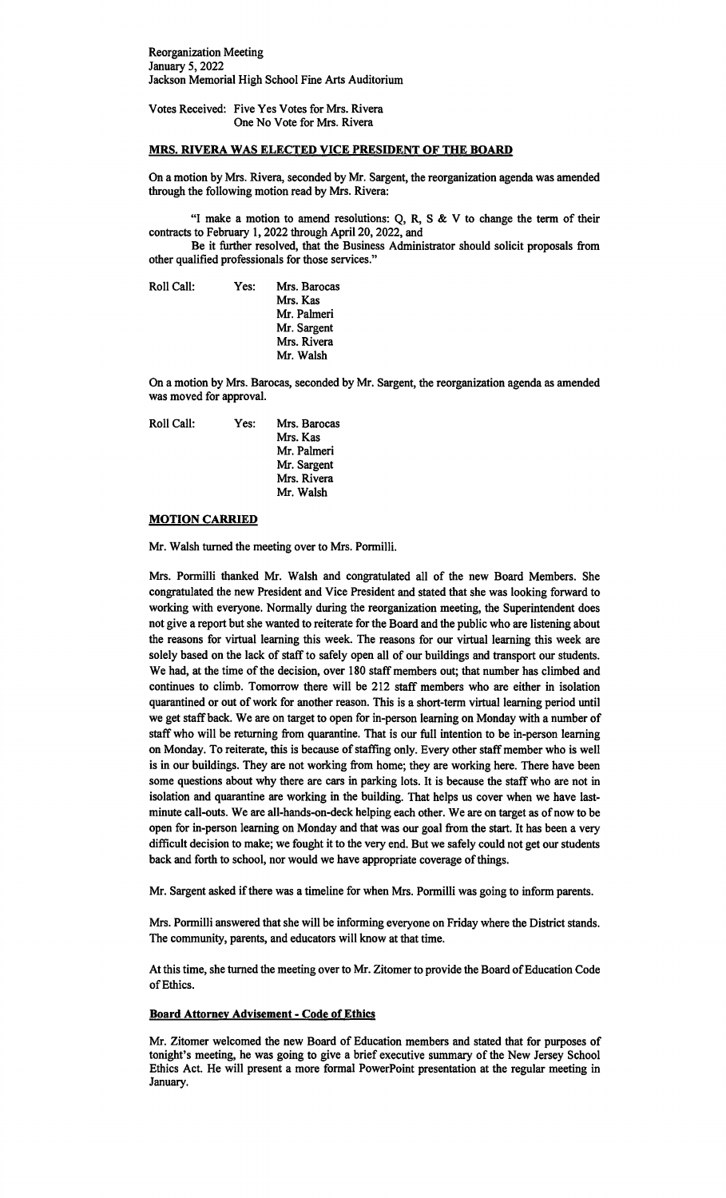Reorganization Meeting
January 5, 2022
Jackson Memorial High School Fine Arts Auditorium

Votes Received: Five Yes Votes for Mrs. Rivera
One No Vote for Mrs. Rivera

**MRS. RIVERA WAS ELECTED VICE PRESIDENT OF THE BOARD**

On a motion by Mrs. Rivera, seconded by Mr. Sargent, the reorganization agenda was amended through the following motion read by Mrs. Rivera:

"I make a motion to amend resolutions: Q, R, S & V to change the term of their contracts to February 1, 2022 through April 20, 2022, and

Be it further resolved, that the Business Administrator should solicit proposals from other qualified professionals for those services."

Roll Call: Yes: Mrs. Barocas
Mrs. Kas
Mr. Palmeri
Mr. Sargent
Mrs. Rivera
Mr. Walsh

On a motion by Mrs. Barocas, seconded by Mr. Sargent, the reorganization agenda as amended was moved for approval.

Roll Call: Yes: Mrs. Barocas
Mrs. Kas
Mr. Palmeri
Mr. Sargent
Mrs. Rivera
Mr. Walsh

**MOTION CARRIED**

Mr. Walsh turned the meeting over to Mrs. Pormilli.

Mrs. Pormilli thanked Mr. Walsh and congratulated all of the new Board Members. She congratulated the new President and Vice President and stated that she was looking forward to working with everyone. Normally during the reorganization meeting, the Superintendent does not give a report but she wanted to reiterate for the Board and the public who are listening about the reasons for virtual learning this week. The reasons for our virtual learning this week are solely based on the lack of staff to safely open all of our buildings and transport our students. We had, at the time of the decision, over 180 staff members out; that number has climbed and continues to climb. Tomorrow there will be 212 staff members who are either in isolation quarantined or out of work for another reason. This is a short-term virtual learning period until we get staff back. We are on target to open for in-person learning on Monday with a number of staff who will be returning from quarantine. That is our full intention to be in-person learning on Monday. To reiterate, this is because of staffing only. Every other staff member who is well is in our buildings. They are not working from home; they are working here. There have been some questions about why there are cars in parking lots. It is because the staff who are not in isolation and quarantine are working in the building. That helps us cover when we have last-minute call-outs. We are all-hands-on-deck helping each other. We are on target as of now to be open for in-person learning on Monday and that was our goal from the start. It has been a very difficult decision to make; we fought it to the very end. But we safely could not get our students back and forth to school, nor would we have appropriate coverage of things.

Mr. Sargent asked if there was a timeline for when Mrs. Pormilli was going to inform parents.

Mrs. Pormilli answered that she will be informing everyone on Friday where the District stands. The community, parents, and educators will know at that time.

At this time, she turned the meeting over to Mr. Zitomer to provide the Board of Education Code of Ethics.

**Board Attorney Advisement - Code of Ethics**

Mr. Zitomer welcomed the new Board of Education members and stated that for purposes of tonight's meeting, he was going to give a brief executive summary of the New Jersey School Ethics Act. He will present a more formal PowerPoint presentation at the regular meeting in January.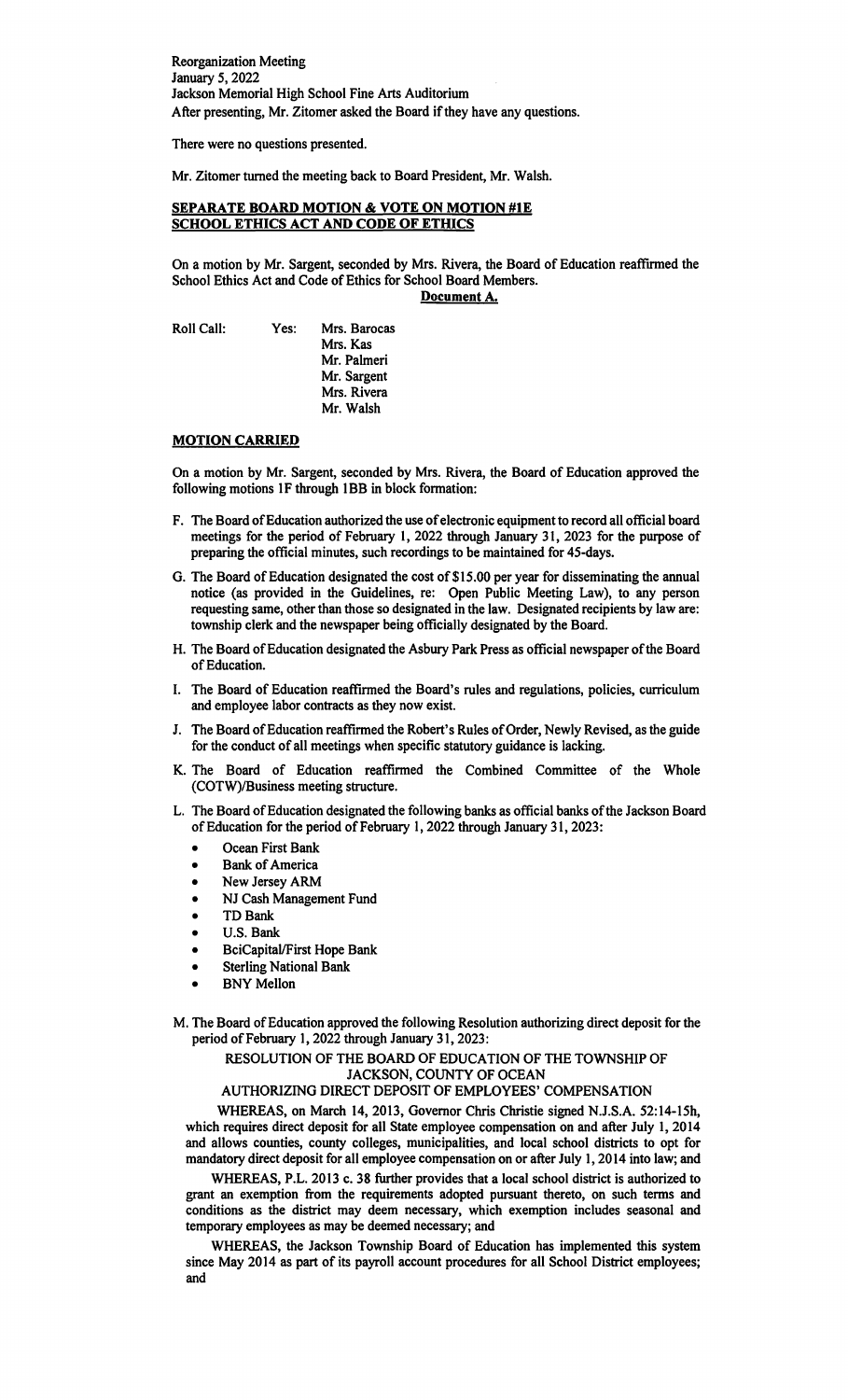Reorganization Meeting
January 5, 2022
Jackson Memorial High School Fine Arts Auditorium
After presenting, Mr. Zitomer asked the Board if they have any questions.

There were no questions presented.

Mr. Zitomer turned the meeting back to Board President, Mr. Walsh.

**SEPARATE BOARD MOTION & VOTE ON MOTION #1E**
**SCHOOL ETHICS ACT AND CODE OF ETHICS**

On a motion by Mr. Sargent, seconded by Mrs. Rivera, the Board of Education reaffirmed the School Ethics Act and Code of Ethics for School Board Members.

**Document A.**

Roll Call: Yes: Mrs. Barocas
Mrs. Kas
Mr. Palmeri
Mr. Sargent
Mrs. Rivera
Mr. Walsh

**MOTION CARRIED**

On a motion by Mr. Sargent, seconded by Mrs. Rivera, the Board of Education approved the following motions 1F through 1BB in block formation:

F. The Board of Education authorized the use of electronic equipment to record all official board meetings for the period of February 1, 2022 through January 31, 2023 for the purpose of preparing the official minutes, such recordings to be maintained for 45-days.

G. The Board of Education designated the cost of $15.00 per year for disseminating the annual notice (as provided in the Guidelines, re: Open Public Meeting Law), to any person requesting same, other than those so designated in the law. Designated recipients by law are: township clerk and the newspaper being officially designated by the Board.

H. The Board of Education designated the Asbury Park Press as official newspaper of the Board of Education.

I. The Board of Education reaffirmed the Board's rules and regulations, policies, curriculum and employee labor contracts as they now exist.

J. The Board of Education reaffirmed the Robert's Rules of Order, Newly Revised, as the guide for the conduct of all meetings when specific statutory guidance is lacking.

K. The Board of Education reaffirmed the Combined Committee of the Whole (COTW)/Business meeting structure.

L. The Board of Education designated the following banks as official banks of the Jackson Board of Education for the period of February 1, 2022 through January 31, 2023:
- Ocean First Bank
- Bank of America
- New Jersey ARM
- NJ Cash Management Fund
- TD Bank
- U.S. Bank
- BciCapital/First Hope Bank
- Sterling National Bank
- BNY Mellon

M. The Board of Education approved the following Resolution authorizing direct deposit for the period of February 1, 2022 through January 31, 2023:

RESOLUTION OF THE BOARD OF EDUCATION OF THE TOWNSHIP OF JACKSON, COUNTY OF OCEAN
AUTHORIZING DIRECT DEPOSIT OF EMPLOYEES' COMPENSATION

WHEREAS, on March 14, 2013, Governor Chris Christie signed N.J.S.A. 52:14-15h, which requires direct deposit for all State employee compensation on and after July 1, 2014 and allows counties, county colleges, municipalities, and local school districts to opt for mandatory direct deposit for all employee compensation on or after July 1, 2014 into law; and

WHEREAS, P.L. 2013 c. 38 further provides that a local school district is authorized to grant an exemption from the requirements adopted pursuant thereto, on such terms and conditions as the district may deem necessary, which exemption includes seasonal and temporary employees as may be deemed necessary; and

WHEREAS, the Jackson Township Board of Education has implemented this system since May 2014 as part of its payroll account procedures for all School District employees; and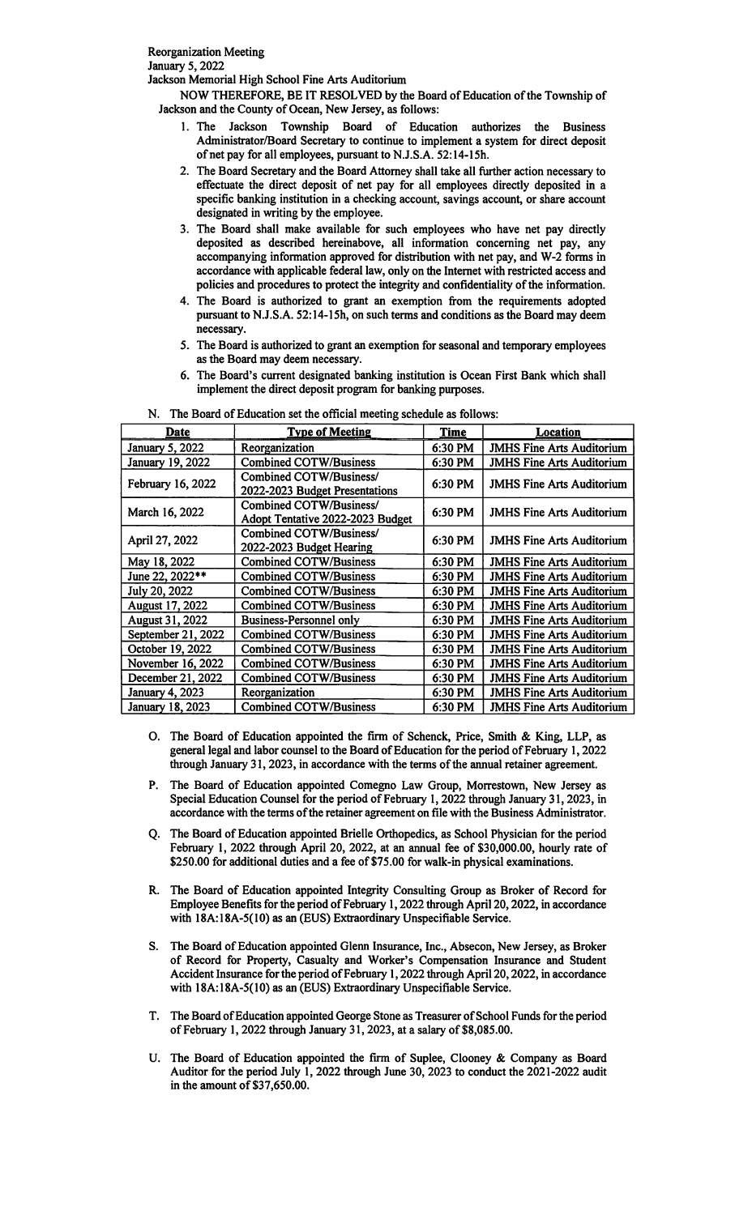Reorganization Meeting
January 5, 2022
Jackson Memorial High School Fine Arts Auditorium

NOW THEREFORE, BE IT RESOLVED by the Board of Education of the Township of Jackson and the County of Ocean, New Jersey, as follows:

1. The Jackson Township Board of Education authorizes the Business Administrator/Board Secretary to continue to implement a system for direct deposit of net pay for all employees, pursuant to N.J.S.A. 52:14-15h.
2. The Board Secretary and the Board Attorney shall take all further action necessary to effectuate the direct deposit of net pay for all employees directly deposited in a specific banking institution in a checking account, savings account, or share account designated in writing by the employee.
3. The Board shall make available for such employees who have net pay directly deposited as described hereinabove, all information concerning net pay, any accompanying information approved for distribution with net pay, and W-2 forms in accordance with applicable federal law, only on the Internet with restricted access and policies and procedures to protect the integrity and confidentiality of the information.
4. The Board is authorized to grant an exemption from the requirements adopted pursuant to N.J.S.A. 52:14-15h, on such terms and conditions as the Board may deem necessary.
5. The Board is authorized to grant an exemption for seasonal and temporary employees as the Board may deem necessary.
6. The Board's current designated banking institution is Ocean First Bank which shall implement the direct deposit program for banking purposes.

N. The Board of Education set the official meeting schedule as follows:

| Date | Type of Meeting | Time | Location |
|---|---|---|---|
| January 5, 2022 | Reorganization | 6:30 PM | JMHS Fine Arts Auditorium |
| January 19, 2022 | Combined COTW/Business | 6:30 PM | JMHS Fine Arts Auditorium |
| February 16, 2022 | Combined COTW/Business/ 2022-2023 Budget Presentations | 6:30 PM | JMHS Fine Arts Auditorium |
| March 16, 2022 | Combined COTW/Business/ Adopt Tentative 2022-2023 Budget | 6:30 PM | JMHS Fine Arts Auditorium |
| April 27, 2022 | Combined COTW/Business/ 2022-2023 Budget Hearing | 6:30 PM | JMHS Fine Arts Auditorium |
| May 18, 2022 | Combined COTW/Business | 6:30 PM | JMHS Fine Arts Auditorium |
| June 22, 2022** | Combined COTW/Business | 6:30 PM | JMHS Fine Arts Auditorium |
| July 20, 2022 | Combined COTW/Business | 6:30 PM | JMHS Fine Arts Auditorium |
| August 17, 2022 | Combined COTW/Business | 6:30 PM | JMHS Fine Arts Auditorium |
| August 31, 2022 | Business-Personnel only | 6:30 PM | JMHS Fine Arts Auditorium |
| September 21, 2022 | Combined COTW/Business | 6:30 PM | JMHS Fine Arts Auditorium |
| October 19, 2022 | Combined COTW/Business | 6:30 PM | JMHS Fine Arts Auditorium |
| November 16, 2022 | Combined COTW/Business | 6:30 PM | JMHS Fine Arts Auditorium |
| December 21, 2022 | Combined COTW/Business | 6:30 PM | JMHS Fine Arts Auditorium |
| January 4, 2023 | Reorganization | 6:30 PM | JMHS Fine Arts Auditorium |
| January 18, 2023 | Combined COTW/Business | 6:30 PM | JMHS Fine Arts Auditorium |

O. The Board of Education appointed the firm of Schenck, Price, Smith & King, LLP, as general legal and labor counsel to the Board of Education for the period of February 1, 2022 through January 31, 2023, in accordance with the terms of the annual retainer agreement.

P. The Board of Education appointed Comegno Law Group, Morrestown, New Jersey as Special Education Counsel for the period of February 1, 2022 through January 31, 2023, in accordance with the terms of the retainer agreement on file with the Business Administrator.

Q. The Board of Education appointed Brielle Orthopedics, as School Physician for the period February 1, 2022 through April 20, 2022, at an annual fee of $30,000.00, hourly rate of $250.00 for additional duties and a fee of $75.00 for walk-in physical examinations.

R. The Board of Education appointed Integrity Consulting Group as Broker of Record for Employee Benefits for the period of February 1, 2022 through April 20, 2022, in accordance with 18A:18A-5(10) as an (EUS) Extraordinary Unspecifiable Service.

S. The Board of Education appointed Glenn Insurance, Inc., Absecon, New Jersey, as Broker of Record for Property, Casualty and Worker's Compensation Insurance and Student Accident Insurance for the period of February 1, 2022 through April 20, 2022, in accordance with 18A:18A-5(10) as an (EUS) Extraordinary Unspecifiable Service.

T. The Board of Education appointed George Stone as Treasurer of School Funds for the period of February 1, 2022 through January 31, 2023, at a salary of $8,085.00.

U. The Board of Education appointed the firm of Suplee, Clooney & Company as Board Auditor for the period July 1, 2022 through June 30, 2023 to conduct the 2021-2022 audit in the amount of $37,650.00.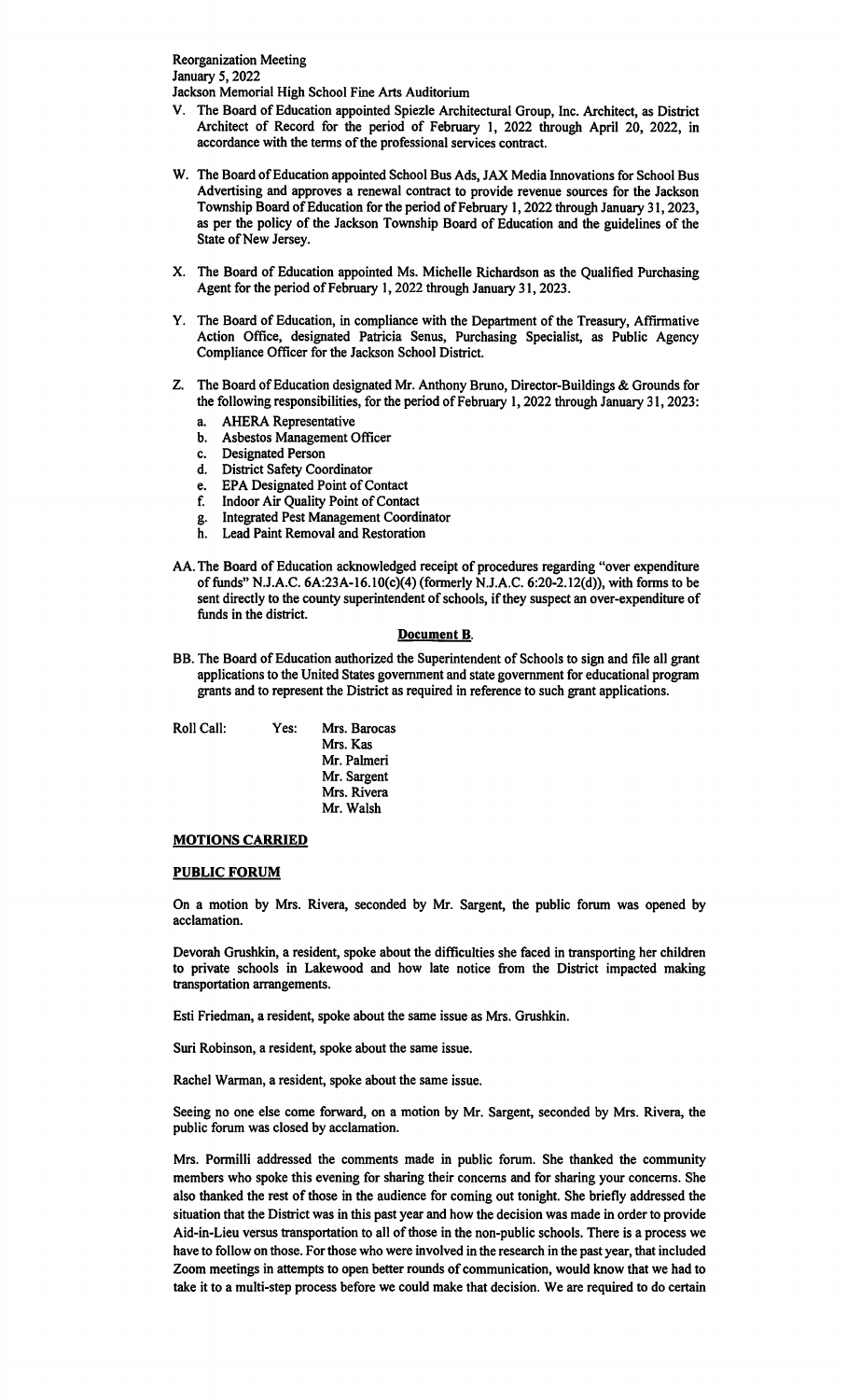- V. The Board of Education appointed Spiezle Architectural Group, Inc. Architect, as District Architect of Record for the period of February 1, 2022 through April 20, 2022, in accordance with the terms of the professional services contract.

- W. The Board of Education appointed School Bus Ads, JAX Media Innovations for School Bus Advertising and approves a renewal contract to provide revenue sources for the Jackson Township Board of Education for the period of February 1, 2022 through January 31, 2023, as per the policy of the Jackson Township Board of Education and the guidelines of the State of New Jersey.

- X. The Board of Education appointed Ms. Michelle Richardson as the Qualified Purchasing Agent for the period of February 1, 2022 through January 31, 2023.

- Y. The Board of Education, in compliance with the Department of the Treasury, Affirmative Action Office, designated Patricia Senus, Purchasing Specialist, as Public Agency Compliance Officer for the Jackson School District.

- Z. The Board of Education designated Mr. Anthony Bruno, Director-Buildings & Grounds for the following responsibilities, for the period of February 1, 2022 through January 31, 2023:
  - a. AHERA Representative
  - b. Asbestos Management Officer
  - c. Designated Person
  - d. District Safety Coordinator
  - e. EPA Designated Point of Contact
  - f. Indoor Air Quality Point of Contact
  - g. Integrated Pest Management Coordinator
  - h. Lead Paint Removal and Restoration

- AA. The Board of Education acknowledged receipt of procedures regarding "over expenditure of funds" N.J.A.C. 6A:23A-16.10(c)(4) (formerly N.J.A.C. 6:20-2.12(d)), with forms to be sent directly to the county superintendent of schools, if they suspect an over-expenditure of funds in the district.

**Document B**.

- BB. The Board of Education authorized the Superintendent of Schools to sign and file all grant applications to the United States government and state government for educational program grants and to represent the District as required in reference to such grant applications.

Roll Call: Yes: Mrs. Barocas
Mrs. Kas
Mr. Palmeri
Mr. Sargent
Mrs. Rivera
Mr. Walsh

**MOTIONS CARRIED**

**PUBLIC FORUM**

On a motion by Mrs. Rivera, seconded by Mr. Sargent, the public forum was opened by acclamation.

Devorah Grushkin, a resident, spoke about the difficulties she faced in transporting her children to private schools in Lakewood and how late notice from the District impacted making transportation arrangements.

Esti Friedman, a resident, spoke about the same issue as Mrs. Grushkin.

Suri Robinson, a resident, spoke about the same issue.

Rachel Warman, a resident, spoke about the same issue.

Seeing no one else come forward, on a motion by Mr. Sargent, seconded by Mrs. Rivera, the public forum was closed by acclamation.

Mrs. Pormilli addressed the comments made in public forum. She thanked the community members who spoke this evening for sharing their concerns and for sharing your concerns. She also thanked the rest of those in the audience for coming out tonight. She briefly addressed the situation that the District was in this past year and how the decision was made in order to provide Aid-in-Lieu versus transportation to all of those in the non-public schools. There is a process we have to follow on those. For those who were involved in the research in the past year, that included Zoom meetings in attempts to open better rounds of communication, would know that we had to take it to a multi-step process before we could make that decision. We are required to do certain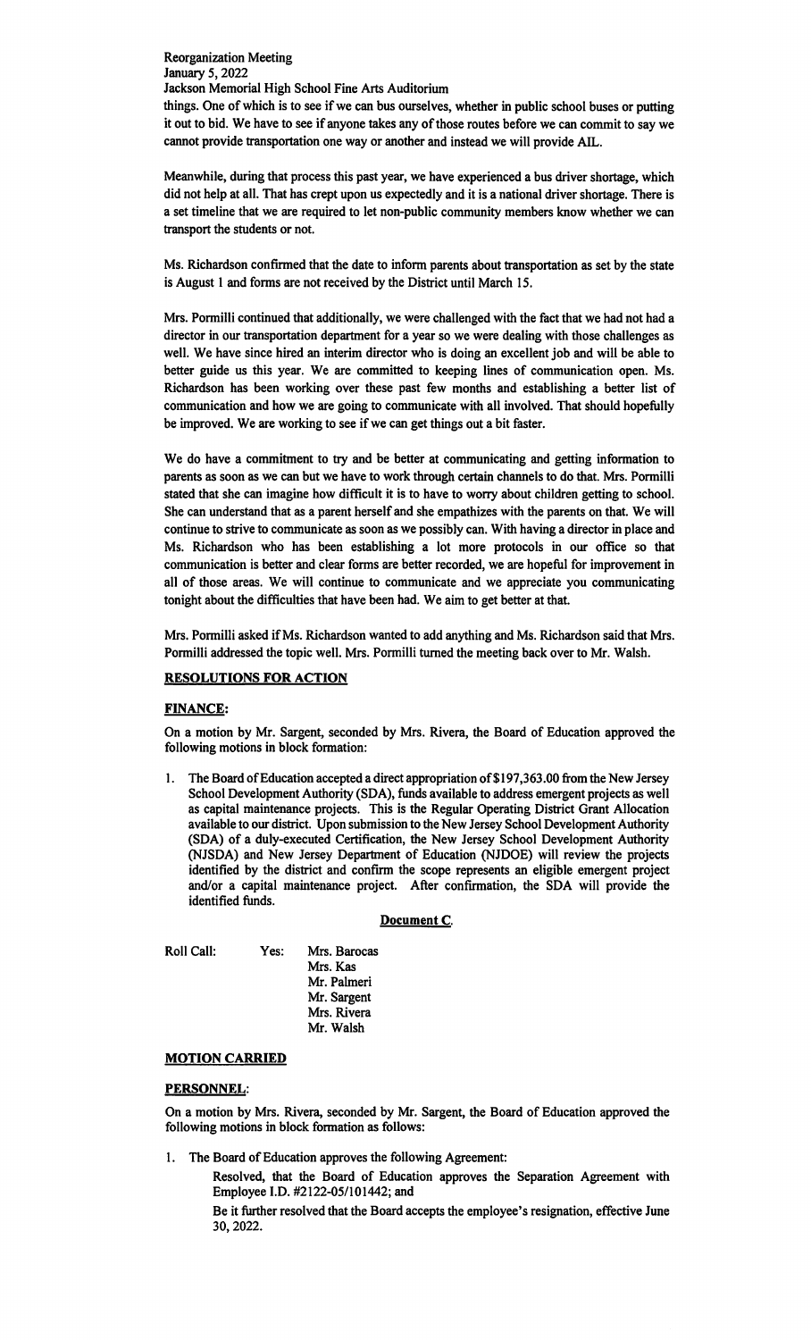things. One of which is to see if we can bus ourselves, whether in public school buses or putting it out to bid. We have to see if anyone takes any of those routes before we can commit to say we cannot provide transportation one way or another and instead we will provide AIL.

Meanwhile, during that process this past year, we have experienced a bus driver shortage, which did not help at all. That has crept upon us expectedly and it is a national driver shortage. There is a set timeline that we are required to let non-public community members know whether we can transport the students or not.

Ms. Richardson confirmed that the date to inform parents about transportation as set by the state is August 1 and forms are not received by the District until March 15.

Mrs. Pormilli continued that additionally, we were challenged with the fact that we had not had a director in our transportation department for a year so we were dealing with those challenges as well. We have since hired an interim director who is doing an excellent job and will be able to better guide us this year. We are committed to keeping lines of communication open. Ms. Richardson has been working over these past few months and establishing a better list of communication and how we are going to communicate with all involved. That should hopefully be improved. We are working to see if we can get things out a bit faster.

We do have a commitment to try and be better at communicating and getting information to parents as soon as we can but we have to work through certain channels to do that. Mrs. Pormilli stated that she can imagine how difficult it is to have to worry about children getting to school. She can understand that as a parent herself and she empathizes with the parents on that. We will continue to strive to communicate as soon as we possibly can. With having a director in place and Ms. Richardson who has been establishing a lot more protocols in our office so that communication is better and clear forms are better recorded, we are hopeful for improvement in all of those areas. We will continue to communicate and we appreciate you communicating tonight about the difficulties that have been had. We aim to get better at that.

Mrs. Pormilli asked if Ms. Richardson wanted to add anything and Ms. Richardson said that Mrs. Pormilli addressed the topic well. Mrs. Pormilli turned the meeting back over to Mr. Walsh.

**RESOLUTIONS FOR ACTION**

**FINANCE:**

On a motion by Mr. Sargent, seconded by Mrs. Rivera, the Board of Education approved the following motions in block formation:

1. The Board of Education accepted a direct appropriation of $197,363.00 from the New Jersey School Development Authority (SDA), funds available to address emergent projects as well as capital maintenance projects. This is the Regular Operating District Grant Allocation available to our district. Upon submission to the New Jersey School Development Authority (SDA) of a duly-executed Certification, the New Jersey School Development Authority (NJSDA) and New Jersey Department of Education (NJDOE) will review the projects identified by the district and confirm the scope represents an eligible emergent project and/or a capital maintenance project. After confirmation, the SDA will provide the identified funds.

**Document C**

Roll Call: Yes: Mrs. Barocas
Mrs. Kas
Mr. Palmeri
Mr. Sargent
Mrs. Rivera
Mr. Walsh

**MOTION CARRIED**

**PERSONNEL:**

On a motion by Mrs. Rivera, seconded by Mr. Sargent, the Board of Education approved the following motions in block formation as follows:

1. The Board of Education approves the following Agreement:

   Resolved, that the Board of Education approves the Separation Agreement with Employee I.D. #2122-05/101442; and

   Be it further resolved that the Board accepts the employee's resignation, effective June 30, 2022.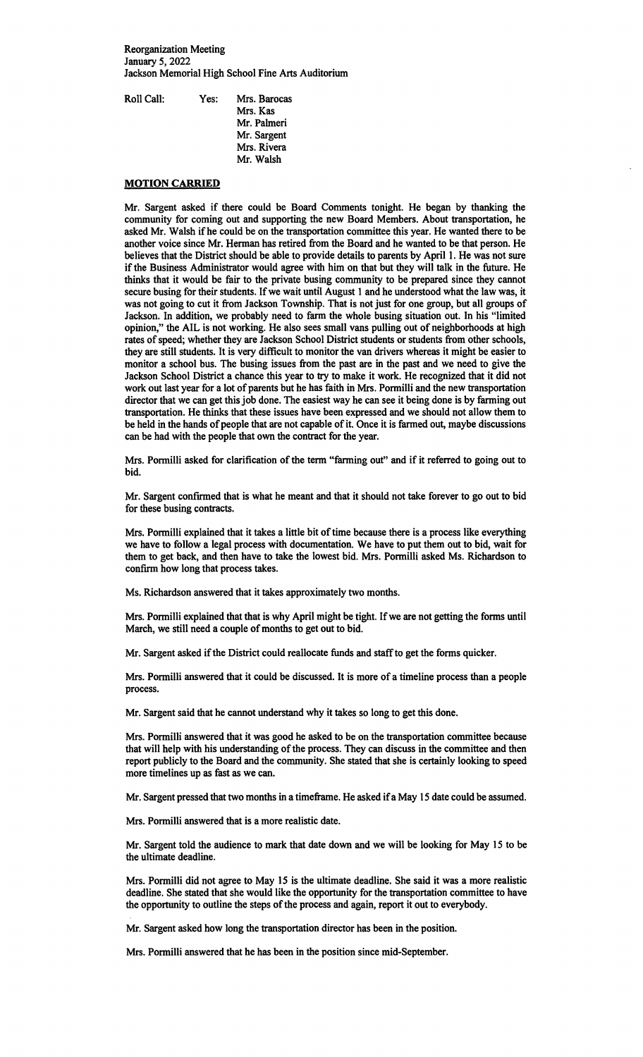Reorganization Meeting
January 5, 2022
Jackson Memorial High School Fine Arts Auditorium

Roll Call: Yes: Mrs. Barocas
Mrs. Kas
Mr. Palmeri
Mr. Sargent
Mrs. Rivera
Mr. Walsh

**MOTION CARRIED**

Mr. Sargent asked if there could be Board Comments tonight. He began by thanking the community for coming out and supporting the new Board Members. About transportation, he asked Mr. Walsh if he could be on the transportation committee this year. He wanted there to be another voice since Mr. Herman has retired from the Board and he wanted to be that person. He believes that the District should be able to provide details to parents by April 1. He was not sure if the Business Administrator would agree with him on that but they will talk in the future. He thinks that it would be fair to the private busing community to be prepared since they cannot secure busing for their students. If we wait until August 1 and he understood what the law was, it was not going to cut it from Jackson Township. That is not just for one group, but all groups of Jackson. In addition, we probably need to farm the whole busing situation out. In his "limited opinion," the AIL is not working. He also sees small vans pulling out of neighborhoods at high rates of speed; whether they are Jackson School District students or students from other schools, they are still students. It is very difficult to monitor the van drivers whereas it might be easier to monitor a school bus. The busing issues from the past are in the past and we need to give the Jackson School District a chance this year to try to make it work. He recognized that it did not work out last year for a lot of parents but he has faith in Mrs. Pormilli and the new transportation director that we can get this job done. The easiest way he can see it being done is by farming out transportation. He thinks that these issues have been expressed and we should not allow them to be held in the hands of people that are not capable of it. Once it is farmed out, maybe discussions can be had with the people that own the contract for the year.

Mrs. Pormilli asked for clarification of the term "farming out" and if it referred to going out to bid.

Mr. Sargent confirmed that is what he meant and that it should not take forever to go out to bid for these busing contracts.

Mrs. Pormilli explained that it takes a little bit of time because there is a process like everything we have to follow a legal process with documentation. We have to put them out to bid, wait for them to get back, and then have to take the lowest bid. Mrs. Pormilli asked Ms. Richardson to confirm how long that process takes.

Ms. Richardson answered that it takes approximately two months.

Mrs. Pormilli explained that that is why April might be tight. If we are not getting the forms until March, we still need a couple of months to get out to bid.

Mr. Sargent asked if the District could reallocate funds and staff to get the forms quicker.

Mrs. Pormilli answered that it could be discussed. It is more of a timeline process than a people process.

Mr. Sargent said that he cannot understand why it takes so long to get this done.

Mrs. Pormilli answered that it was good he asked to be on the transportation committee because that will help with his understanding of the process. They can discuss in the committee and then report publicly to the Board and the community. She stated that she is certainly looking to speed more timelines up as fast as we can.

Mr. Sargent pressed that two months in a timeframe. He asked if a May 15 date could be assumed.

Mrs. Pormilli answered that is a more realistic date.

Mr. Sargent told the audience to mark that date down and we will be looking for May 15 to be the ultimate deadline.

Mrs. Pormilli did not agree to May 15 is the ultimate deadline. She said it was a more realistic deadline. She stated that she would like the opportunity for the transportation committee to have the opportunity to outline the steps of the process and again, report it out to everybody.

Mr. Sargent asked how long the transportation director has been in the position.

Mrs. Pormilli answered that he has been in the position since mid-September.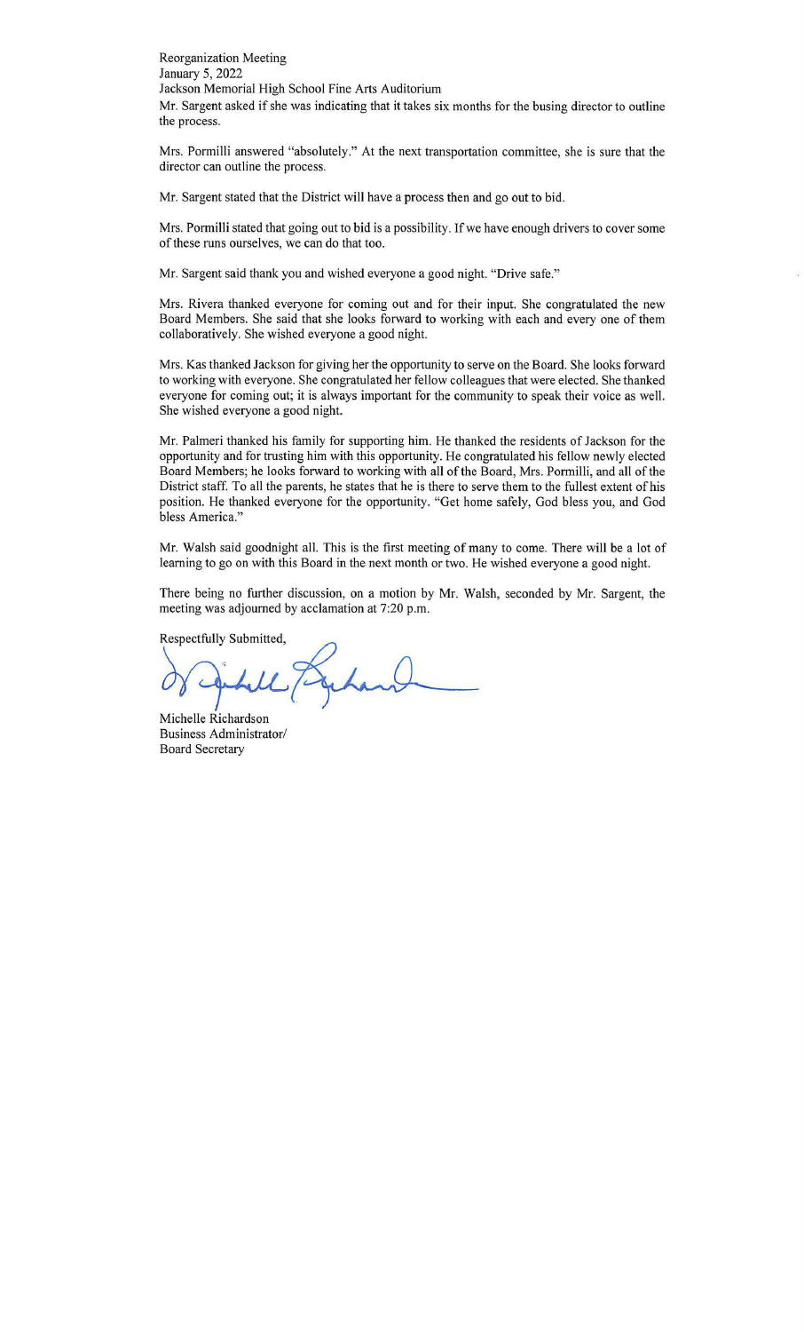Mr. Sargent asked if she was indicating that it takes six months for the busing director to outline the process.

Mrs. Pormilli answered "absolutely." At the next transportation committee, she is sure that the director can outline the process.

Mr. Sargent stated that the District will have a process then and go out to bid.

Mrs. Pormilli stated that going out to bid is a possibility. If we have enough drivers to cover some of these runs ourselves, we can do that too.

Mr. Sargent said thank you and wished everyone a good night. "Drive safe."

Mrs. Rivera thanked everyone for coming out and for their input. She congratulated the new Board Members. She said that she looks forward to working with each and every one of them collaboratively. She wished everyone a good night.

Mrs. Kas thanked Jackson for giving her the opportunity to serve on the Board. She looks forward to working with everyone. She congratulated her fellow colleagues that were elected. She thanked everyone for coming out; it is always important for the community to speak their voice as well. She wished everyone a good night.

Mr. Palmeri thanked his family for supporting him. He thanked the residents of Jackson for the opportunity and for trusting him with this opportunity. He congratulated his fellow newly elected Board Members; he looks forward to working with all of the Board, Mrs. Pormilli, and all of the District staff. To all the parents, he states that he is there to serve them to the fullest extent of his position. He thanked everyone for the opportunity. "Get home safely, God bless you, and God bless America."

Mr. Walsh said goodnight all. This is the first meeting of many to come. There will be a lot of learning to go on with this Board in the next month or two. He wished everyone a good night.

There being no further discussion, on a motion by Mr. Walsh, seconded by Mr. Sargent, the meeting was adjourned by acclamation at 7:20 p.m.

Respectfully Submitted,

Michelle Richardson
Business Administrator/
Board Secretary